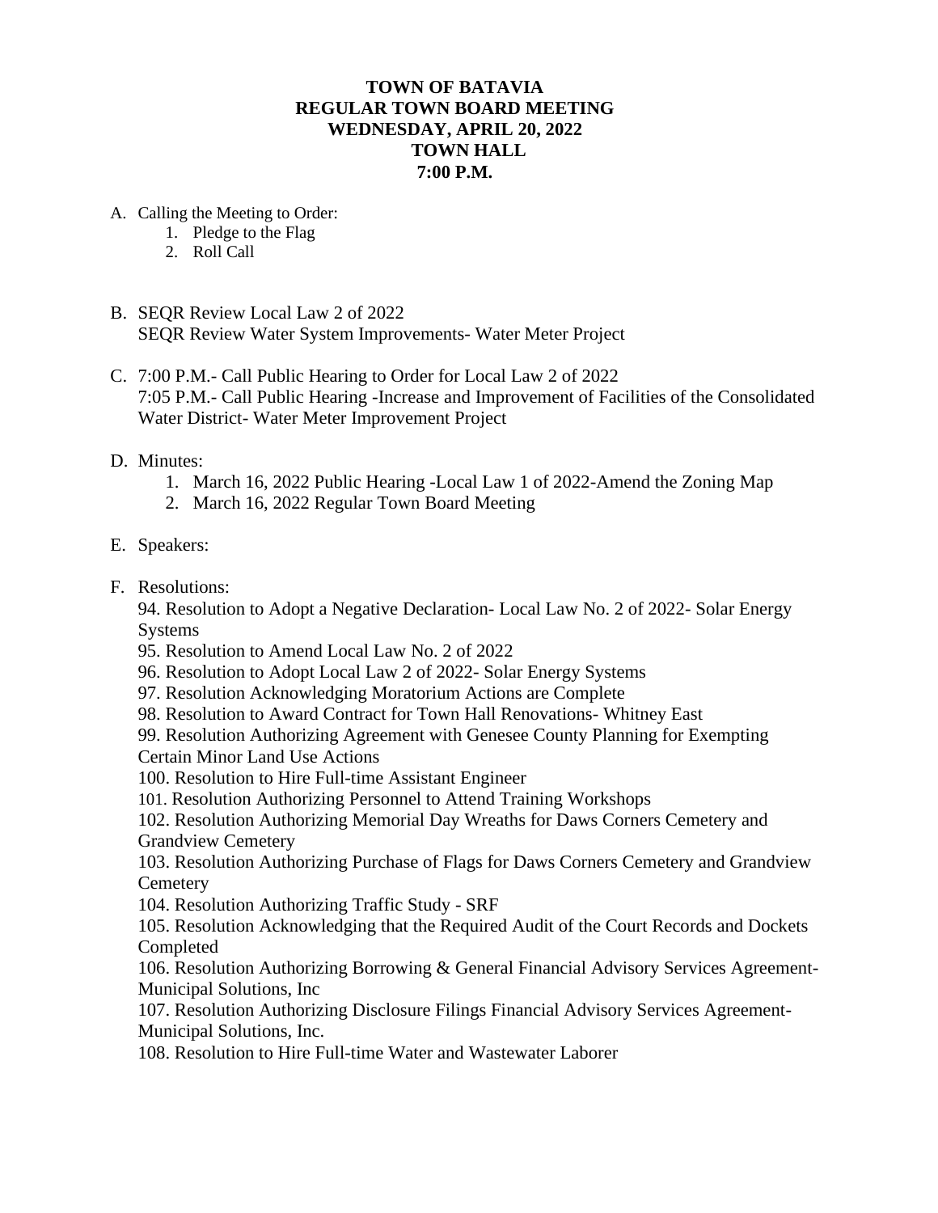**TOWN OF BATAVIA**
**REGULAR TOWN BOARD MEETING**
**WEDNESDAY, APRIL 20, 2022**
**TOWN HALL**
**7:00 P.M.**

A. Calling the Meeting to Order:
   1. Pledge to the Flag
   2. Roll Call

B. SEQR Review Local Law 2 of 2022
   SEQR Review Water System Improvements- Water Meter Project

C. 7:00 P.M.- Call Public Hearing to Order for Local Law 2 of 2022
   7:05 P.M.- Call Public Hearing -Increase and Improvement of Facilities of the Consolidated Water District- Water Meter Improvement Project

D. Minutes:
   1. March 16, 2022 Public Hearing -Local Law 1 of 2022-Amend the Zoning Map
   2. March 16, 2022 Regular Town Board Meeting

E. Speakers:

F. Resolutions:

   94. Resolution to Adopt a Negative Declaration- Local Law No. 2 of 2022- Solar Energy Systems
   95. Resolution to Amend Local Law No. 2 of 2022
   96. Resolution to Adopt Local Law 2 of 2022- Solar Energy Systems
   97. Resolution Acknowledging Moratorium Actions are Complete
   98. Resolution to Award Contract for Town Hall Renovations- Whitney East
   99. Resolution Authorizing Agreement with Genesee County Planning for Exempting Certain Minor Land Use Actions
   100. Resolution to Hire Full-time Assistant Engineer
   101. Resolution Authorizing Personnel to Attend Training Workshops
   102. Resolution Authorizing Memorial Day Wreaths for Daws Corners Cemetery and Grandview Cemetery
   103. Resolution Authorizing Purchase of Flags for Daws Corners Cemetery and Grandview Cemetery
   104. Resolution Authorizing Traffic Study - SRF
   105. Resolution Acknowledging that the Required Audit of the Court Records and Dockets Completed
   106. Resolution Authorizing Borrowing & General Financial Advisory Services Agreement- Municipal Solutions, Inc
   107. Resolution Authorizing Disclosure Filings Financial Advisory Services Agreement- Municipal Solutions, Inc.
   108. Resolution to Hire Full-time Water and Wastewater Laborer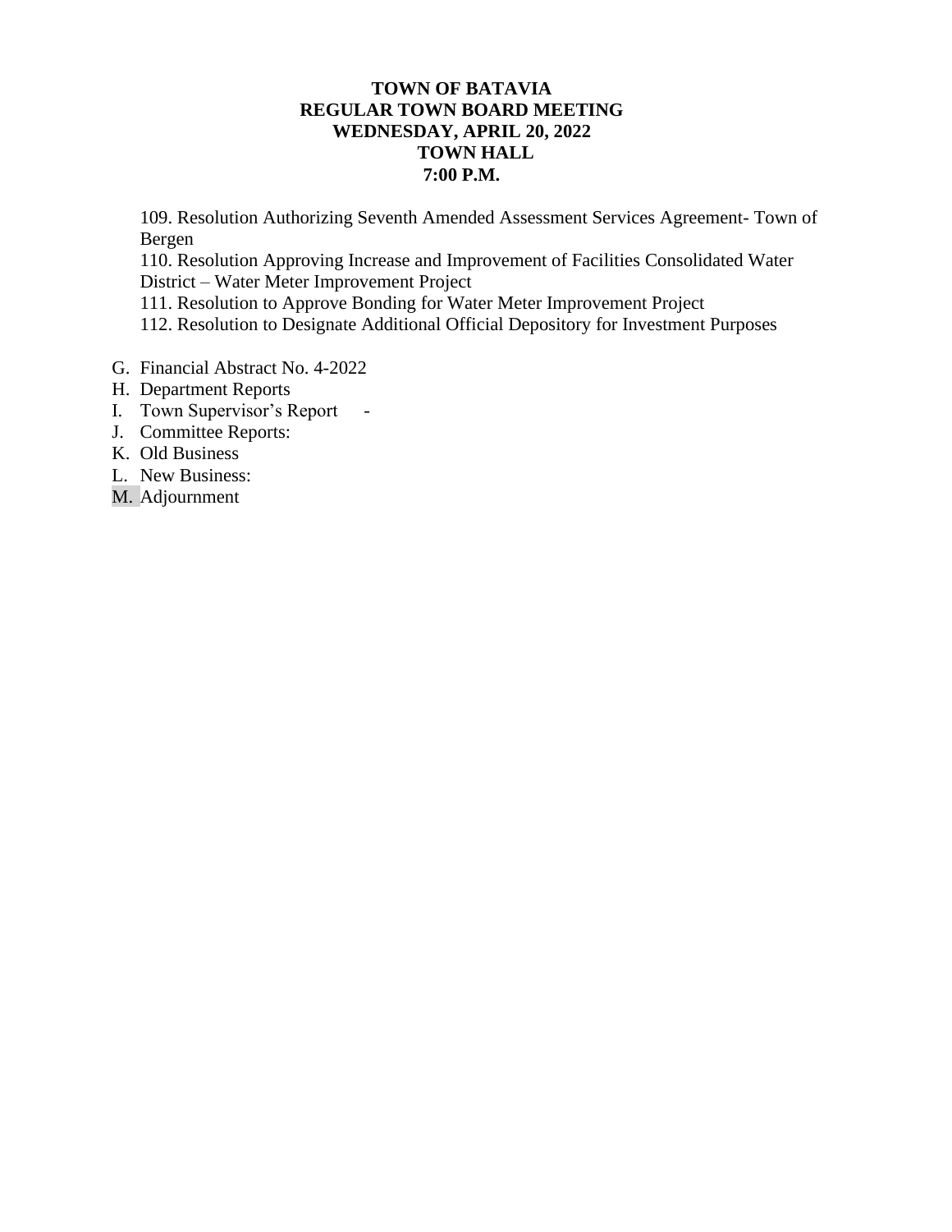**TOWN OF BATAVIA**
**REGULAR TOWN BOARD MEETING**
**WEDNESDAY, APRIL 20, 2022**
**TOWN HALL**
**7:00 P.M.**

109. Resolution Authorizing Seventh Amended Assessment Services Agreement- Town of Bergen
110. Resolution Approving Increase and Improvement of Facilities Consolidated Water District – Water Meter Improvement Project
111. Resolution to Approve Bonding for Water Meter Improvement Project
112. Resolution to Designate Additional Official Depository for Investment Purposes

G. Financial Abstract No. 4-2022
H. Department Reports
I. Town Supervisor's Report -
J. Committee Reports:
K. Old Business
L. New Business:
M. Adjournment